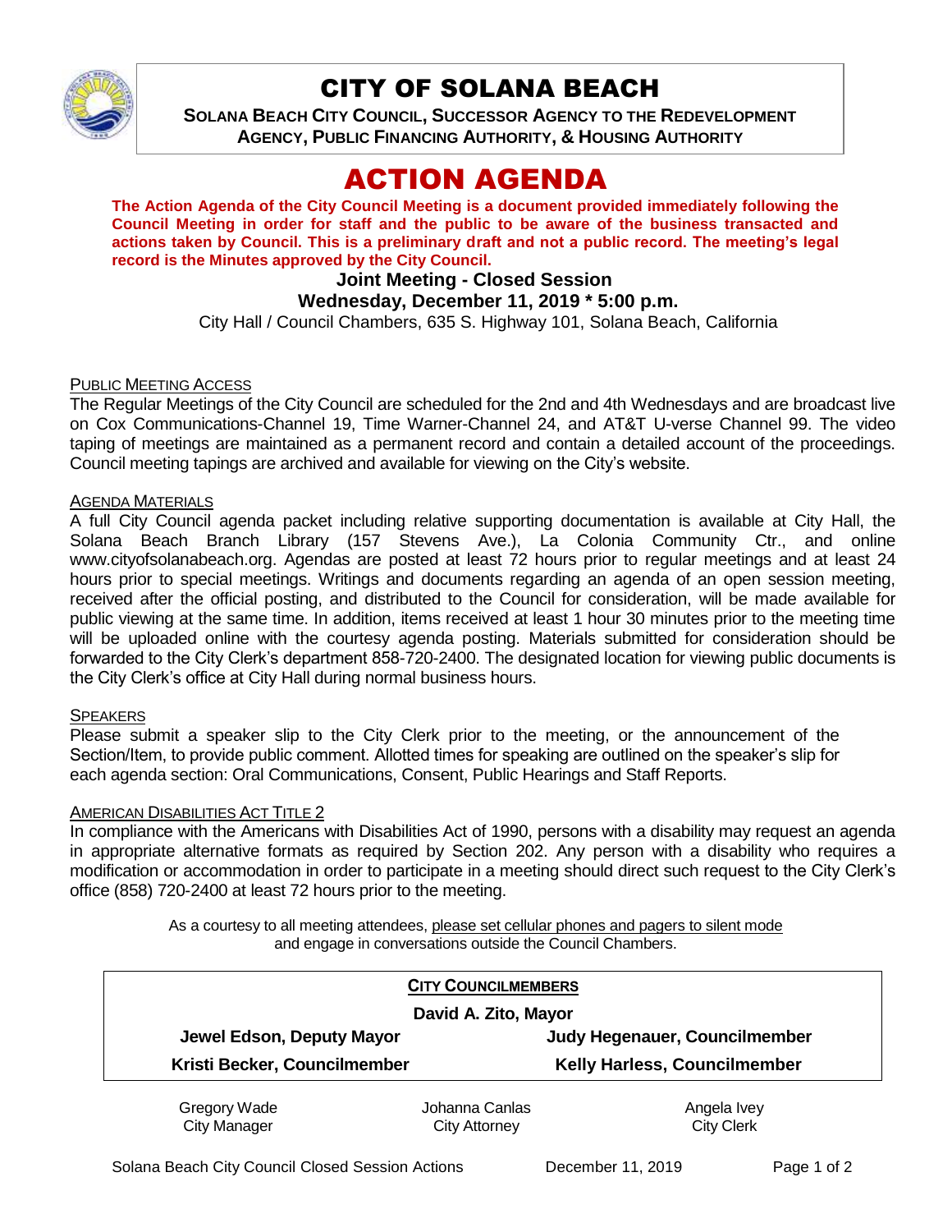# CITY OF SOLANA BEACH

**SOLANA BEACH CITY COUNCIL, SUCCESSOR AGENCY TO THE REDEVELOPMENT AGENCY, PUBLIC FINANCING AUTHORITY, & HOUSING AUTHORITY**

# ACTION AGENDA

**The Action Agenda of the City Council Meeting is a document provided immediately following the Council Meeting in order for staff and the public to be aware of the business transacted and actions taken by Council. This is a preliminary draft and not a public record. The meeting's legal record is the Minutes approved by the City Council.**

**Joint Meeting - Closed Session**

**Wednesday, December 11, 2019 * 5:00 p.m.**

City Hall / Council Chambers, 635 S. Highway 101, Solana Beach, California

PUBLIC MEETING ACCESS

The Regular Meetings of the City Council are scheduled for the 2nd and 4th Wednesdays and are broadcast live on Cox Communications-Channel 19, Time Warner-Channel 24, and AT&T U-verse Channel 99. The video taping of meetings are maintained as a permanent record and contain a detailed account of the proceedings. Council meeting tapings are archived and available for viewing on the City's website.

AGENDA MATERIALS

A full City Council agenda packet including relative supporting documentation is available at City Hall, the Solana Beach Branch Library (157 Stevens Ave.), La Colonia Community Ctr., and online www.cityofsolanabeach.org. Agendas are posted at least 72 hours prior to regular meetings and at least 24 hours prior to special meetings. Writings and documents regarding an agenda of an open session meeting, received after the official posting, and distributed to the Council for consideration, will be made available for public viewing at the same time. In addition, items received at least 1 hour 30 minutes prior to the meeting time will be uploaded online with the courtesy agenda posting. Materials submitted for consideration should be forwarded to the City Clerk's department 858-720-2400. The designated location for viewing public documents is the City Clerk's office at City Hall during normal business hours.

SPEAKERS

Please submit a speaker slip to the City Clerk prior to the meeting, or the announcement of the Section/Item, to provide public comment. Allotted times for speaking are outlined on the speaker's slip for each agenda section: Oral Communications, Consent, Public Hearings and Staff Reports.

AMERICAN DISABILITIES ACT TITLE 2

In compliance with the Americans with Disabilities Act of 1990, persons with a disability may request an agenda in appropriate alternative formats as required by Section 202. Any person with a disability who requires a modification or accommodation in order to participate in a meeting should direct such request to the City Clerk's office (858) 720-2400 at least 72 hours prior to the meeting.

As a courtesy to all meeting attendees, please set cellular phones and pagers to silent mode and engage in conversations outside the Council Chambers.

**CITY COUNCILMEMBERS**

**David A. Zito, Mayor**

| | |
|---|---|
| **Jewel Edson, Deputy Mayor** | **Judy Hegenauer, Councilmember** |
| **Kristi Becker, Councilmember** | **Kelly Harless, Councilmember** |

| Gregory Wade | Johanna Canlas | Angela Ivey |
|---|---|---|
| City Manager | City Attorney | City Clerk |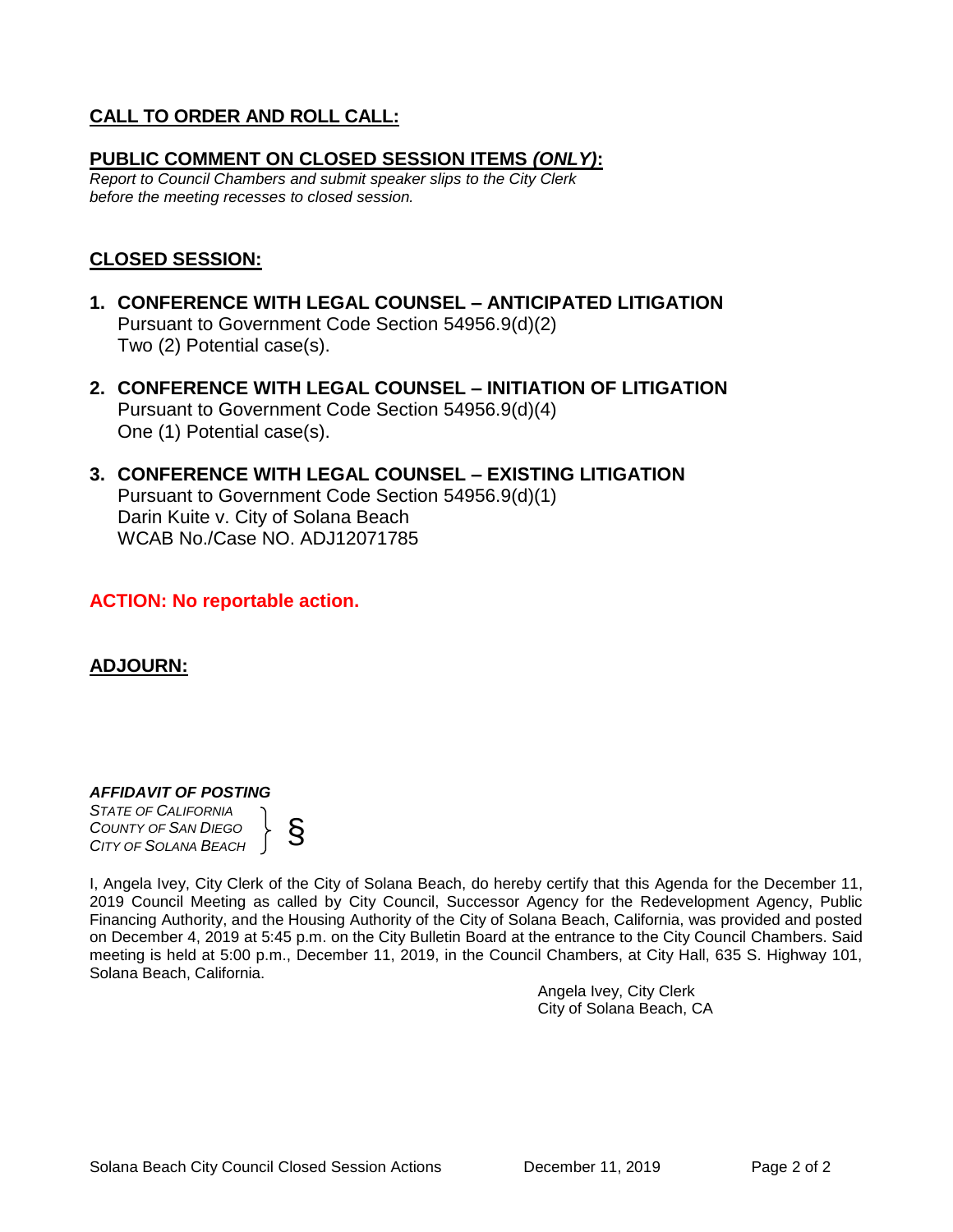## **CALL TO ORDER AND ROLL CALL:**

## **PUBLIC COMMENT ON CLOSED SESSION ITEMS *(ONLY)*:**

*Report to Council Chambers and submit speaker slips to the City Clerk before the meeting recesses to closed session.*

## **CLOSED SESSION:**

1. **CONFERENCE WITH LEGAL COUNSEL – ANTICIPATED LITIGATION**
   Pursuant to Government Code Section 54956.9(d)(2)
   Two (2) Potential case(s).

2. **CONFERENCE WITH LEGAL COUNSEL – INITIATION OF LITIGATION**
   Pursuant to Government Code Section 54956.9(d)(4)
   One (1) Potential case(s).

3. **CONFERENCE WITH LEGAL COUNSEL – EXISTING LITIGATION**
   Pursuant to Government Code Section 54956.9(d)(1)
   Darin Kuite v. City of Solana Beach
   WCAB No./Case NO. ADJ12071785

**ACTION: No reportable action.**

## **ADJOURN:**

***AFFIDAVIT OF POSTING***

*STATE OF CALIFORNIA*
*COUNTY OF SAN DIEGO* } §
*CITY OF SOLANA BEACH*

I, Angela Ivey, City Clerk of the City of Solana Beach, do hereby certify that this Agenda for the December 11, 2019 Council Meeting as called by City Council, Successor Agency for the Redevelopment Agency, Public Financing Authority, and the Housing Authority of the City of Solana Beach, California, was provided and posted on December 4, 2019 at 5:45 p.m. on the City Bulletin Board at the entrance to the City Council Chambers. Said meeting is held at 5:00 p.m., December 11, 2019, in the Council Chambers, at City Hall, 635 S. Highway 101, Solana Beach, California.

Angela Ivey, City Clerk
City of Solana Beach, CA